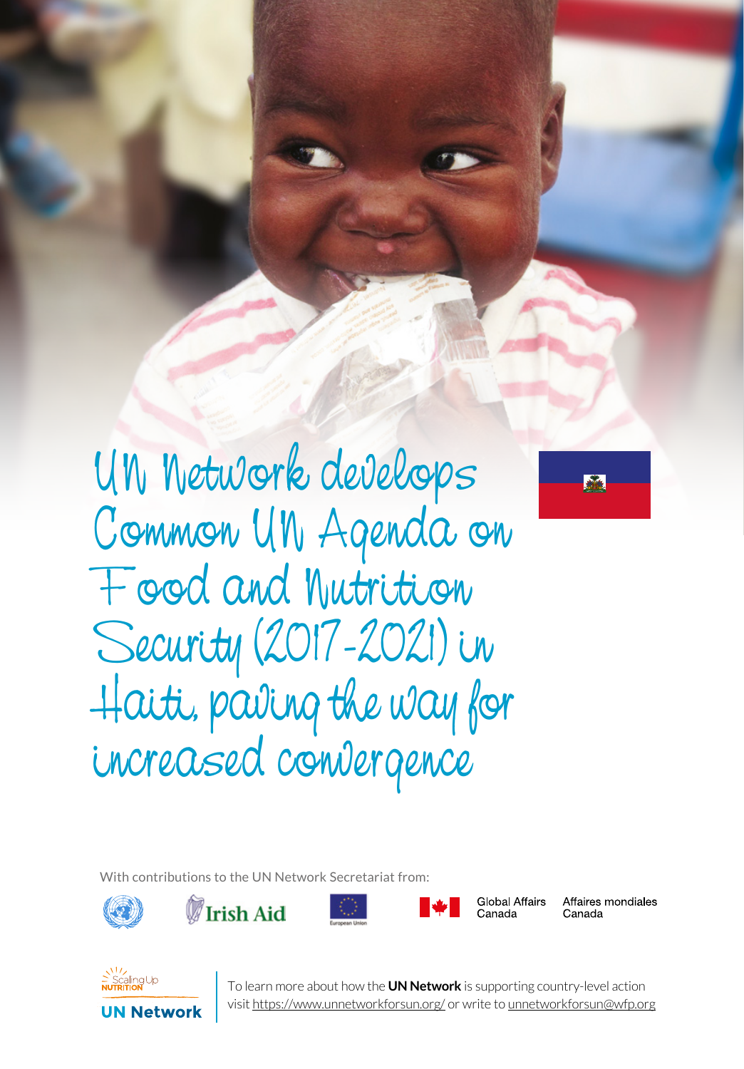# UN Network develops Common UN Agenda on Food and Nutrition Security (2017-2021) in Haiti, paving the way for increased convergence

With contributions to the UN Network Secretariat from:

Irish Aid

European Union

Global Affairs Canada | Affaires mondiales Canada

Scaling Up Nutrition

UN Network

To learn more about how the **UN Network** is supporting country-level action visit https://www.unnetworkforsun.org/ or write to unnetworkforsun@wfp.org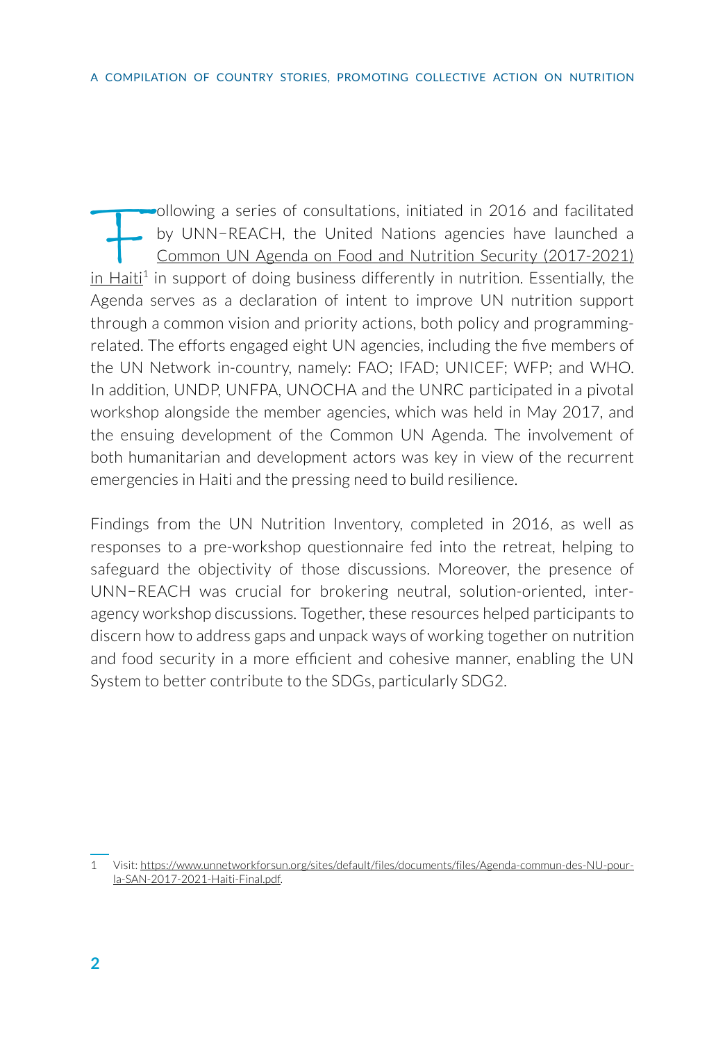Following a series of consultations, initiated in 2016 and facilitated by UNN–REACH, the United Nations agencies have launched a Common UN Agenda on Food and Nutrition Security (2017-2021) in Haiti[1] in support of doing business differently in nutrition. Essentially, the Agenda serves as a declaration of intent to improve UN nutrition support through a common vision and priority actions, both policy and programming-related. The efforts engaged eight UN agencies, including the five members of the UN Network in-country, namely: FAO; IFAD; UNICEF; WFP; and WHO. In addition, UNDP, UNFPA, UNOCHA and the UNRC participated in a pivotal workshop alongside the member agencies, which was held in May 2017, and the ensuing development of the Common UN Agenda. The involvement of both humanitarian and development actors was key in view of the recurrent emergencies in Haiti and the pressing need to build resilience.

Findings from the UN Nutrition Inventory, completed in 2016, as well as responses to a pre-workshop questionnaire fed into the retreat, helping to safeguard the objectivity of those discussions. Moreover, the presence of UNN–REACH was crucial for brokering neutral, solution-oriented, inter-agency workshop discussions. Together, these resources helped participants to discern how to address gaps and unpack ways of working together on nutrition and food security in a more efficient and cohesive manner, enabling the UN System to better contribute to the SDGs, particularly SDG2.

1 Visit: https://www.unnetworkforsun.org/sites/default/files/documents/files/Agenda-commun-des-NU-pour-la-SAN-2017-2021-Haiti-Final.pdf.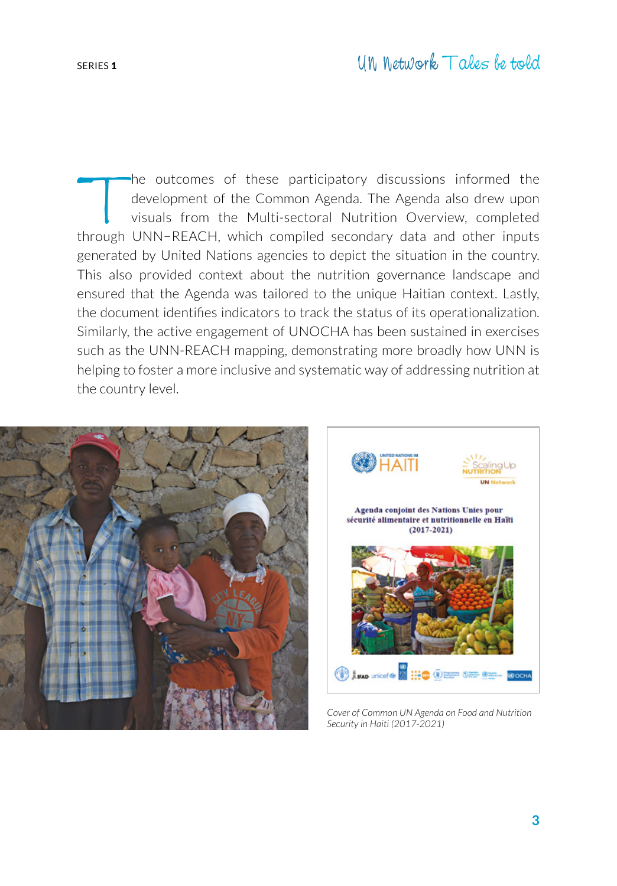The outcomes of these participatory discussions informed the development of the Common Agenda. The Agenda also drew upon visuals from the Multi-sectoral Nutrition Overview, completed through UNN–REACH, which compiled secondary data and other inputs generated by United Nations agencies to depict the situation in the country. This also provided context about the nutrition governance landscape and ensured that the Agenda was tailored to the unique Haitian context. Lastly, the document identifies indicators to track the status of its operationalization. Similarly, the active engagement of UNOCHA has been sustained in exercises such as the UNN-REACH mapping, demonstrating more broadly how UNN is helping to foster a more inclusive and systematic way of addressing nutrition at the country level.

*Cover of Common UN Agenda on Food and Nutrition Security in Haiti (2017-2021)*